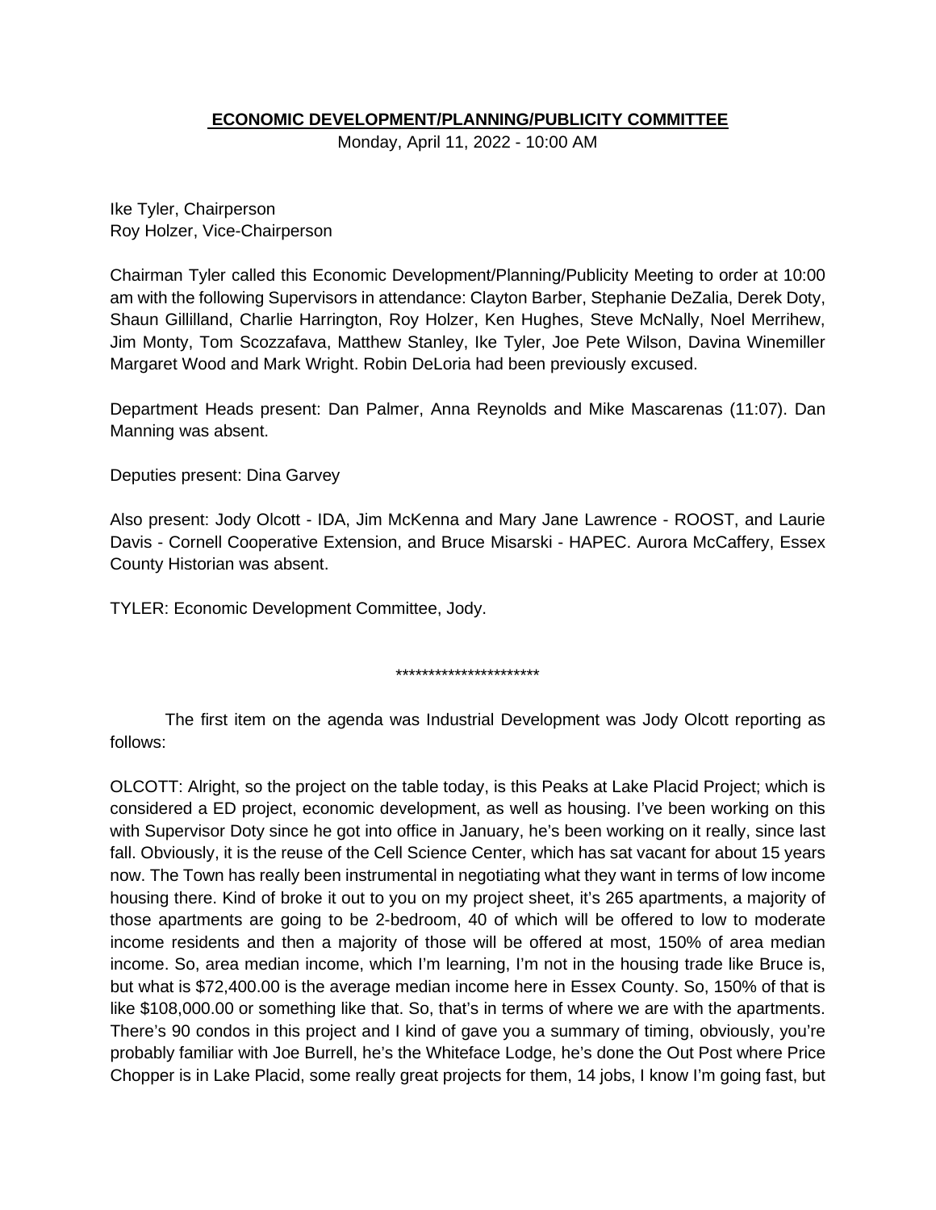**ECONOMIC DEVELOPMENT/PLANNING/PUBLICITY COMMITTEE**

Monday, April 11, 2022 - 10:00 AM

Ike Tyler, Chairperson
Roy Holzer, Vice-Chairperson

Chairman Tyler called this Economic Development/Planning/Publicity Meeting to order at 10:00 am with the following Supervisors in attendance: Clayton Barber, Stephanie DeZalia, Derek Doty, Shaun Gillilland, Charlie Harrington, Roy Holzer, Ken Hughes, Steve McNally, Noel Merrihew, Jim Monty, Tom Scozzafava, Matthew Stanley, Ike Tyler, Joe Pete Wilson, Davina Winemiller Margaret Wood and Mark Wright. Robin DeLoria had been previously excused.

Department Heads present: Dan Palmer, Anna Reynolds and Mike Mascarenas (11:07). Dan Manning was absent.

Deputies present: Dina Garvey

Also present: Jody Olcott - IDA, Jim McKenna and Mary Jane Lawrence - ROOST, and Laurie Davis - Cornell Cooperative Extension, and Bruce Misarski - HAPEC. Aurora McCaffery, Essex County Historian was absent.

TYLER: Economic Development Committee, Jody.

**********************

The first item on the agenda was Industrial Development was Jody Olcott reporting as follows:

OLCOTT: Alright, so the project on the table today, is this Peaks at Lake Placid Project; which is considered a ED project, economic development, as well as housing. I've been working on this with Supervisor Doty since he got into office in January, he's been working on it really, since last fall. Obviously, it is the reuse of the Cell Science Center, which has sat vacant for about 15 years now. The Town has really been instrumental in negotiating what they want in terms of low income housing there. Kind of broke it out to you on my project sheet, it's 265 apartments, a majority of those apartments are going to be 2-bedroom, 40 of which will be offered to low to moderate income residents and then a majority of those will be offered at most, 150% of area median income. So, area median income, which I'm learning, I'm not in the housing trade like Bruce is, but what is $72,400.00 is the average median income here in Essex County. So, 150% of that is like $108,000.00 or something like that. So, that's in terms of where we are with the apartments. There's 90 condos in this project and I kind of gave you a summary of timing, obviously, you're probably familiar with Joe Burrell, he's the Whiteface Lodge, he's done the Out Post where Price Chopper is in Lake Placid, some really great projects for them, 14 jobs, I know I'm going fast, but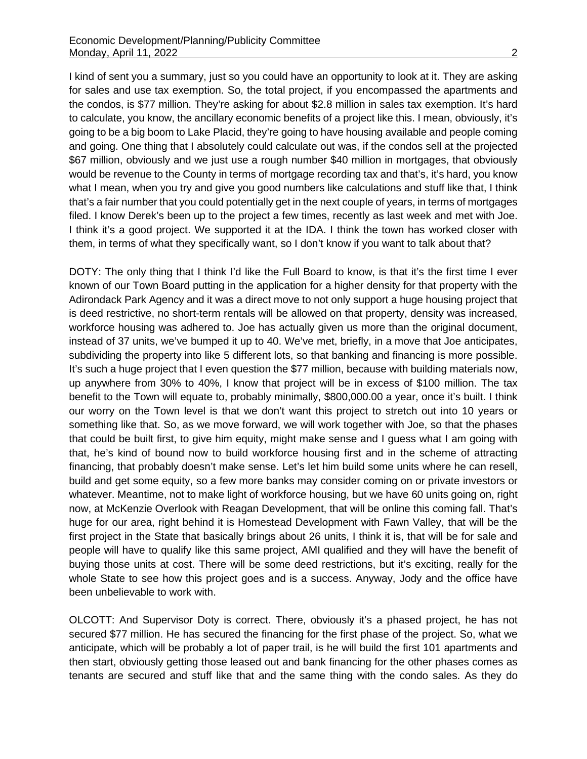I kind of sent you a summary, just so you could have an opportunity to look at it. They are asking for sales and use tax exemption. So, the total project, if you encompassed the apartments and the condos, is $77 million. They're asking for about $2.8 million in sales tax exemption. It's hard to calculate, you know, the ancillary economic benefits of a project like this. I mean, obviously, it's going to be a big boom to Lake Placid, they're going to have housing available and people coming and going. One thing that I absolutely could calculate out was, if the condos sell at the projected $67 million, obviously and we just use a rough number $40 million in mortgages, that obviously would be revenue to the County in terms of mortgage recording tax and that's, it's hard, you know what I mean, when you try and give you good numbers like calculations and stuff like that, I think that's a fair number that you could potentially get in the next couple of years, in terms of mortgages filed. I know Derek's been up to the project a few times, recently as last week and met with Joe. I think it's a good project. We supported it at the IDA. I think the town has worked closer with them, in terms of what they specifically want, so I don't know if you want to talk about that?

DOTY: The only thing that I think I'd like the Full Board to know, is that it's the first time I ever known of our Town Board putting in the application for a higher density for that property with the Adirondack Park Agency and it was a direct move to not only support a huge housing project that is deed restrictive, no short-term rentals will be allowed on that property, density was increased, workforce housing was adhered to. Joe has actually given us more than the original document, instead of 37 units, we've bumped it up to 40. We've met, briefly, in a move that Joe anticipates, subdividing the property into like 5 different lots, so that banking and financing is more possible. It's such a huge project that I even question the $77 million, because with building materials now, up anywhere from 30% to 40%, I know that project will be in excess of $100 million. The tax benefit to the Town will equate to, probably minimally, $800,000.00 a year, once it's built. I think our worry on the Town level is that we don't want this project to stretch out into 10 years or something like that. So, as we move forward, we will work together with Joe, so that the phases that could be built first, to give him equity, might make sense and I guess what I am going with that, he's kind of bound now to build workforce housing first and in the scheme of attracting financing, that probably doesn't make sense. Let's let him build some units where he can resell, build and get some equity, so a few more banks may consider coming on or private investors or whatever. Meantime, not to make light of workforce housing, but we have 60 units going on, right now, at McKenzie Overlook with Reagan Development, that will be online this coming fall. That's huge for our area, right behind it is Homestead Development with Fawn Valley, that will be the first project in the State that basically brings about 26 units, I think it is, that will be for sale and people will have to qualify like this same project, AMI qualified and they will have the benefit of buying those units at cost. There will be some deed restrictions, but it's exciting, really for the whole State to see how this project goes and is a success. Anyway, Jody and the office have been unbelievable to work with.

OLCOTT: And Supervisor Doty is correct. There, obviously it's a phased project, he has not secured $77 million. He has secured the financing for the first phase of the project. So, what we anticipate, which will be probably a lot of paper trail, is he will build the first 101 apartments and then start, obviously getting those leased out and bank financing for the other phases comes as tenants are secured and stuff like that and the same thing with the condo sales. As they do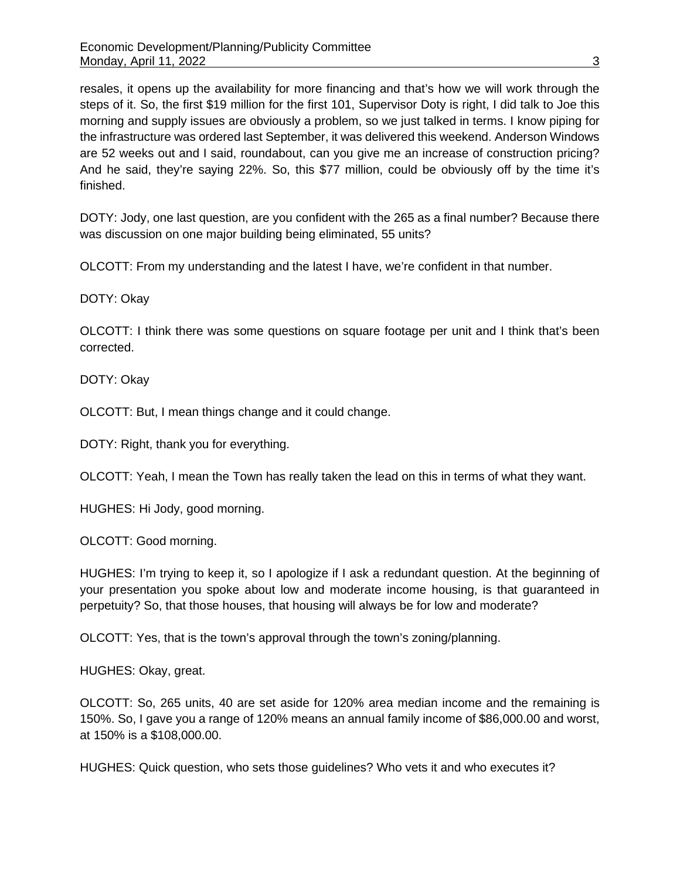resales, it opens up the availability for more financing and that's how we will work through the steps of it. So, the first $19 million for the first 101, Supervisor Doty is right, I did talk to Joe this morning and supply issues are obviously a problem, so we just talked in terms. I know piping for the infrastructure was ordered last September, it was delivered this weekend. Anderson Windows are 52 weeks out and I said, roundabout, can you give me an increase of construction pricing? And he said, they're saying 22%. So, this $77 million, could be obviously off by the time it's finished.

DOTY: Jody, one last question, are you confident with the 265 as a final number? Because there was discussion on one major building being eliminated, 55 units?

OLCOTT: From my understanding and the latest I have, we're confident in that number.

DOTY: Okay

OLCOTT: I think there was some questions on square footage per unit and I think that's been corrected.

DOTY: Okay

OLCOTT: But, I mean things change and it could change.

DOTY: Right, thank you for everything.

OLCOTT: Yeah, I mean the Town has really taken the lead on this in terms of what they want.

HUGHES: Hi Jody, good morning.

OLCOTT: Good morning.

HUGHES: I'm trying to keep it, so I apologize if I ask a redundant question. At the beginning of your presentation you spoke about low and moderate income housing, is that guaranteed in perpetuity? So, that those houses, that housing will always be for low and moderate?

OLCOTT: Yes, that is the town's approval through the town's zoning/planning.

HUGHES: Okay, great.

OLCOTT: So, 265 units, 40 are set aside for 120% area median income and the remaining is 150%. So, I gave you a range of 120% means an annual family income of $86,000.00 and worst, at 150% is a $108,000.00.

HUGHES: Quick question, who sets those guidelines? Who vets it and who executes it?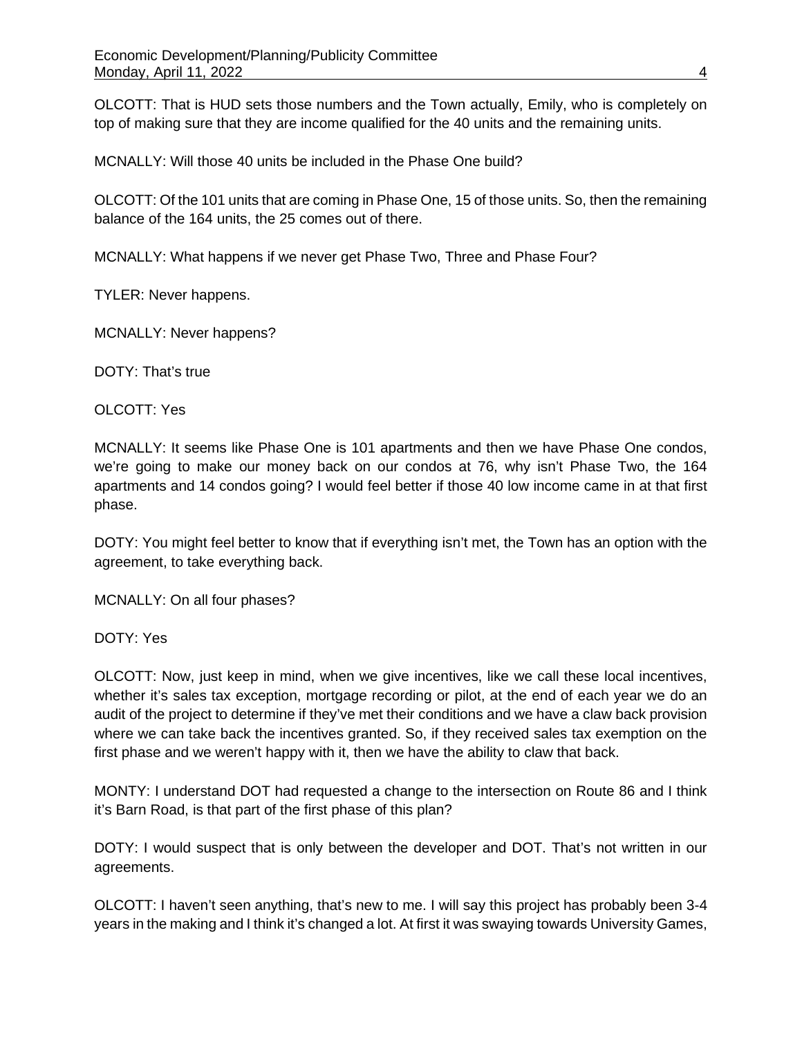OLCOTT: That is HUD sets those numbers and the Town actually, Emily, who is completely on top of making sure that they are income qualified for the 40 units and the remaining units.

MCNALLY: Will those 40 units be included in the Phase One build?

OLCOTT: Of the 101 units that are coming in Phase One, 15 of those units. So, then the remaining balance of the 164 units, the 25 comes out of there.

MCNALLY: What happens if we never get Phase Two, Three and Phase Four?

TYLER: Never happens.

MCNALLY: Never happens?

DOTY: That's true

OLCOTT: Yes

MCNALLY: It seems like Phase One is 101 apartments and then we have Phase One condos, we're going to make our money back on our condos at 76, why isn't Phase Two, the 164 apartments and 14 condos going? I would feel better if those 40 low income came in at that first phase.

DOTY: You might feel better to know that if everything isn't met, the Town has an option with the agreement, to take everything back.

MCNALLY: On all four phases?

DOTY: Yes

OLCOTT: Now, just keep in mind, when we give incentives, like we call these local incentives, whether it's sales tax exception, mortgage recording or pilot, at the end of each year we do an audit of the project to determine if they've met their conditions and we have a claw back provision where we can take back the incentives granted. So, if they received sales tax exemption on the first phase and we weren't happy with it, then we have the ability to claw that back.

MONTY: I understand DOT had requested a change to the intersection on Route 86 and I think it's Barn Road, is that part of the first phase of this plan?

DOTY: I would suspect that is only between the developer and DOT. That's not written in our agreements.

OLCOTT: I haven't seen anything, that's new to me. I will say this project has probably been 3-4 years in the making and I think it's changed a lot. At first it was swaying towards University Games,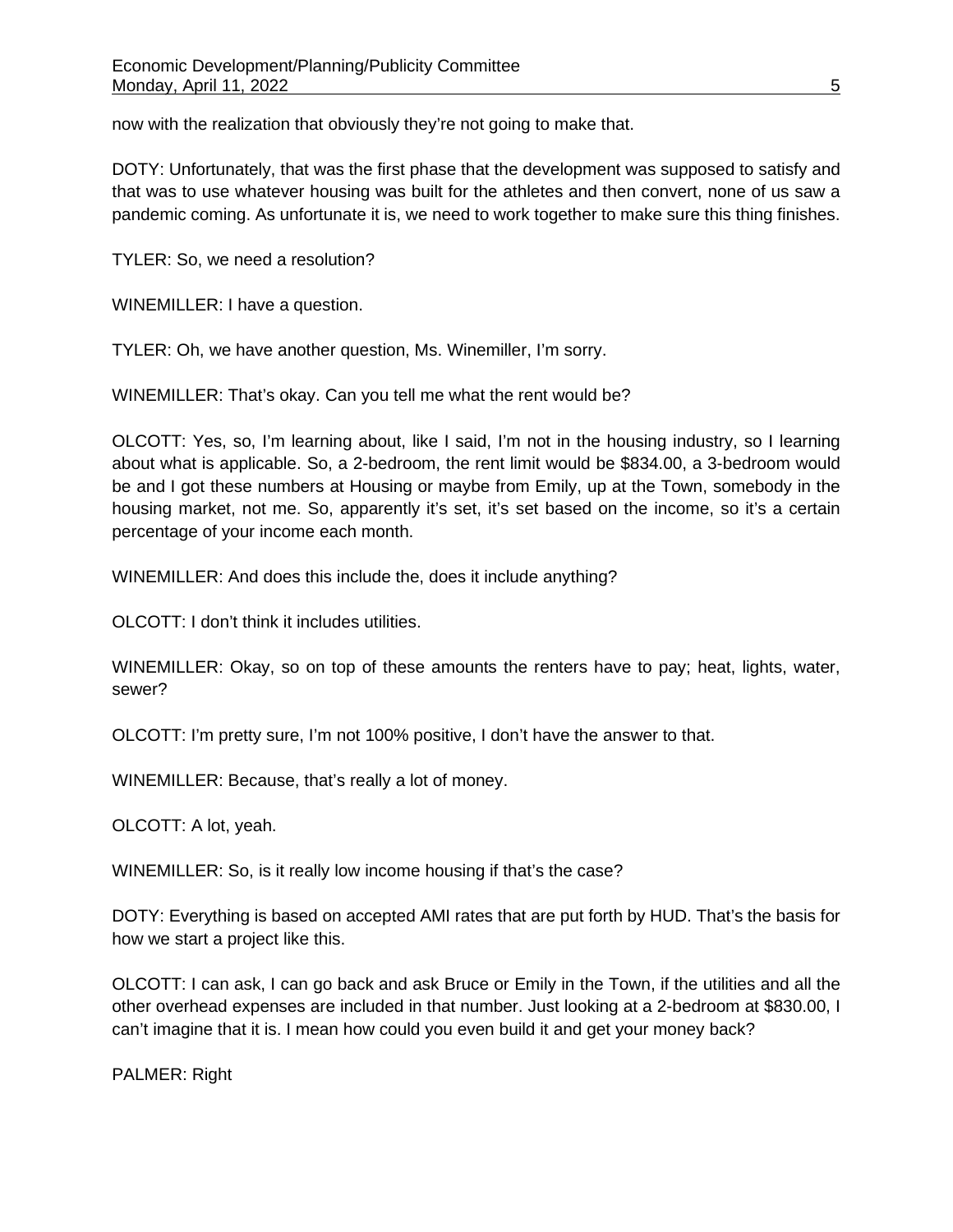now with the realization that obviously they're not going to make that.

DOTY: Unfortunately, that was the first phase that the development was supposed to satisfy and that was to use whatever housing was built for the athletes and then convert, none of us saw a pandemic coming. As unfortunate it is, we need to work together to make sure this thing finishes.

TYLER: So, we need a resolution?

WINEMILLER: I have a question.

TYLER: Oh, we have another question, Ms. Winemiller, I'm sorry.

WINEMILLER: That's okay. Can you tell me what the rent would be?

OLCOTT: Yes, so, I'm learning about, like I said, I'm not in the housing industry, so I learning about what is applicable. So, a 2-bedroom, the rent limit would be $834.00, a 3-bedroom would be and I got these numbers at Housing or maybe from Emily, up at the Town, somebody in the housing market, not me. So, apparently it's set, it's set based on the income, so it's a certain percentage of your income each month.

WINEMILLER: And does this include the, does it include anything?

OLCOTT: I don't think it includes utilities.

WINEMILLER: Okay, so on top of these amounts the renters have to pay; heat, lights, water, sewer?

OLCOTT: I'm pretty sure, I'm not 100% positive, I don't have the answer to that.

WINEMILLER: Because, that's really a lot of money.

OLCOTT: A lot, yeah.

WINEMILLER: So, is it really low income housing if that's the case?

DOTY: Everything is based on accepted AMI rates that are put forth by HUD. That's the basis for how we start a project like this.

OLCOTT: I can ask, I can go back and ask Bruce or Emily in the Town, if the utilities and all the other overhead expenses are included in that number. Just looking at a 2-bedroom at $830.00, I can't imagine that it is. I mean how could you even build it and get your money back?

PALMER: Right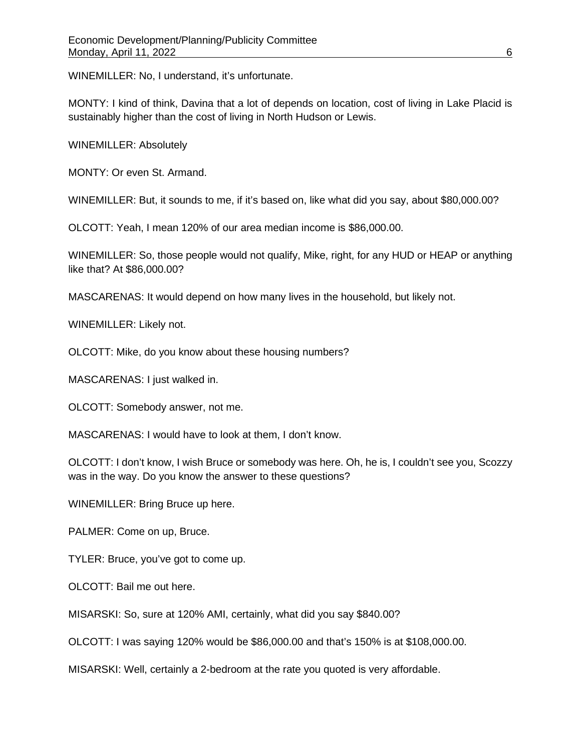WINEMILLER: No, I understand, it's unfortunate.

MONTY: I kind of think, Davina that a lot of depends on location, cost of living in Lake Placid is sustainably higher than the cost of living in North Hudson or Lewis.

WINEMILLER: Absolutely

MONTY: Or even St. Armand.

WINEMILLER: But, it sounds to me, if it's based on, like what did you say, about $80,000.00?

OLCOTT: Yeah, I mean 120% of our area median income is $86,000.00.

WINEMILLER: So, those people would not qualify, Mike, right, for any HUD or HEAP or anything like that? At $86,000.00?

MASCARENAS: It would depend on how many lives in the household, but likely not.

WINEMILLER: Likely not.

OLCOTT: Mike, do you know about these housing numbers?

MASCARENAS: I just walked in.

OLCOTT: Somebody answer, not me.

MASCARENAS: I would have to look at them, I don't know.

OLCOTT: I don't know, I wish Bruce or somebody was here. Oh, he is, I couldn't see you, Scozzy was in the way. Do you know the answer to these questions?

WINEMILLER: Bring Bruce up here.

PALMER: Come on up, Bruce.

TYLER: Bruce, you've got to come up.

OLCOTT: Bail me out here.

MISARSKI: So, sure at 120% AMI, certainly, what did you say $840.00?

OLCOTT: I was saying 120% would be $86,000.00 and that's 150% is at $108,000.00.

MISARSKI: Well, certainly a 2-bedroom at the rate you quoted is very affordable.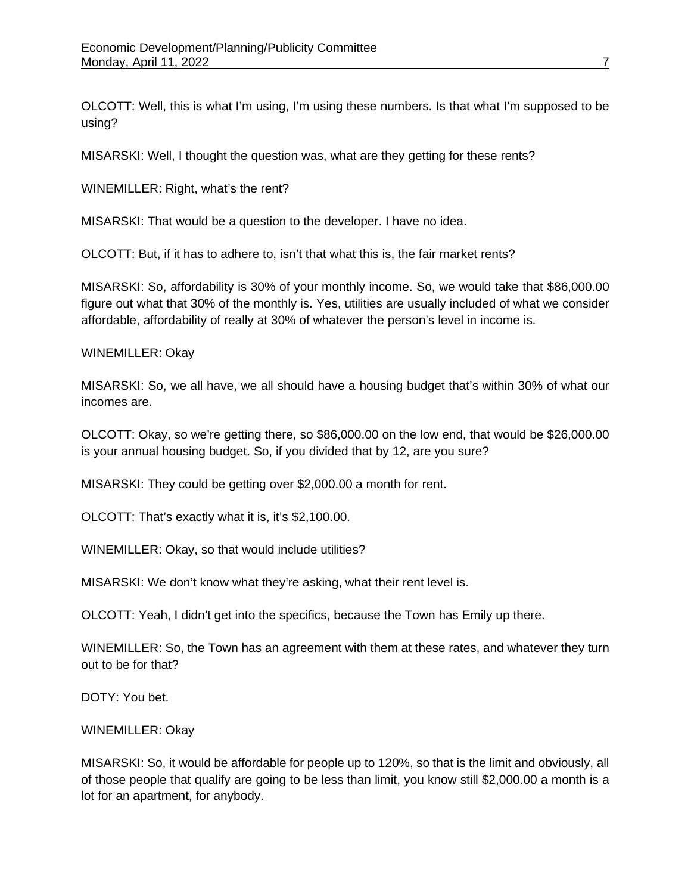OLCOTT: Well, this is what I'm using, I'm using these numbers. Is that what I'm supposed to be using?

MISARSKI: Well, I thought the question was, what are they getting for these rents?

WINEMILLER: Right, what's the rent?

MISARSKI: That would be a question to the developer. I have no idea.

OLCOTT: But, if it has to adhere to, isn't that what this is, the fair market rents?

MISARSKI: So, affordability is 30% of your monthly income. So, we would take that $86,000.00 figure out what that 30% of the monthly is. Yes, utilities are usually included of what we consider affordable, affordability of really at 30% of whatever the person's level in income is.

WINEMILLER: Okay

MISARSKI: So, we all have, we all should have a housing budget that's within 30% of what our incomes are.

OLCOTT: Okay, so we're getting there, so $86,000.00 on the low end, that would be $26,000.00 is your annual housing budget. So, if you divided that by 12, are you sure?

MISARSKI: They could be getting over $2,000.00 a month for rent.

OLCOTT: That's exactly what it is, it's $2,100.00.

WINEMILLER: Okay, so that would include utilities?

MISARSKI: We don't know what they're asking, what their rent level is.

OLCOTT: Yeah, I didn't get into the specifics, because the Town has Emily up there.

WINEMILLER: So, the Town has an agreement with them at these rates, and whatever they turn out to be for that?

DOTY: You bet.

WINEMILLER: Okay

MISARSKI: So, it would be affordable for people up to 120%, so that is the limit and obviously, all of those people that qualify are going to be less than limit, you know still $2,000.00 a month is a lot for an apartment, for anybody.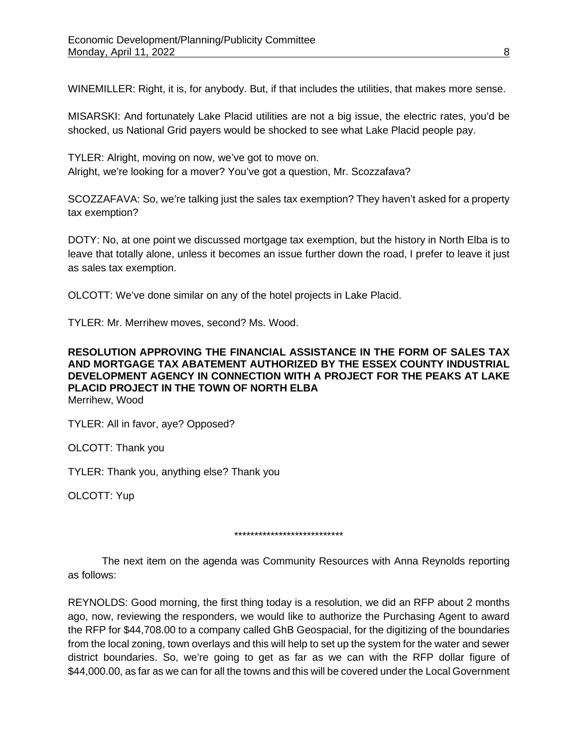WINEMILLER: Right, it is, for anybody. But, if that includes the utilities, that makes more sense.

MISARSKI: And fortunately Lake Placid utilities are not a big issue, the electric rates, you'd be shocked, us National Grid payers would be shocked to see what Lake Placid people pay.

TYLER: Alright, moving on now, we've got to move on.
Alright, we're looking for a mover? You've got a question, Mr. Scozzafava?

SCOZZAFAVA: So, we're talking just the sales tax exemption? They haven't asked for a property tax exemption?

DOTY: No, at one point we discussed mortgage tax exemption, but the history in North Elba is to leave that totally alone, unless it becomes an issue further down the road, I prefer to leave it just as sales tax exemption.

OLCOTT: We've done similar on any of the hotel projects in Lake Placid.

TYLER: Mr. Merrihew moves, second? Ms. Wood.

**RESOLUTION APPROVING THE FINANCIAL ASSISTANCE IN THE FORM OF SALES TAX AND MORTGAGE TAX ABATEMENT AUTHORIZED BY THE ESSEX COUNTY INDUSTRIAL DEVELOPMENT AGENCY IN CONNECTION WITH A PROJECT FOR THE PEAKS AT LAKE PLACID PROJECT IN THE TOWN OF NORTH ELBA**
Merrihew, Wood

TYLER: All in favor, aye? Opposed?

OLCOTT: Thank you

TYLER: Thank you, anything else? Thank you

OLCOTT: Yup

***************************

The next item on the agenda was Community Resources with Anna Reynolds reporting as follows:

REYNOLDS: Good morning, the first thing today is a resolution, we did an RFP about 2 months ago, now, reviewing the responders, we would like to authorize the Purchasing Agent to award the RFP for $44,708.00 to a company called GhB Geospacial, for the digitizing of the boundaries from the local zoning, town overlays and this will help to set up the system for the water and sewer district boundaries. So, we're going to get as far as we can with the RFP dollar figure of $44,000.00, as far as we can for all the towns and this will be covered under the Local Government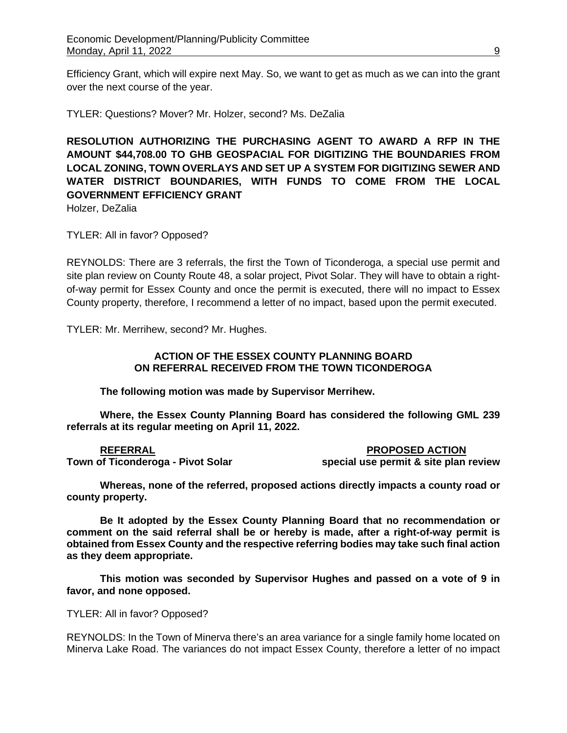Efficiency Grant, which will expire next May. So, we want to get as much as we can into the grant over the next course of the year.

TYLER: Questions? Mover? Mr. Holzer, second? Ms. DeZalia

**RESOLUTION AUTHORIZING THE PURCHASING AGENT TO AWARD A RFP IN THE AMOUNT $44,708.00 TO GHB GEOSPACIAL FOR DIGITIZING THE BOUNDARIES FROM LOCAL ZONING, TOWN OVERLAYS AND SET UP A SYSTEM FOR DIGITIZING SEWER AND WATER DISTRICT BOUNDARIES, WITH FUNDS TO COME FROM THE LOCAL GOVERNMENT EFFICIENCY GRANT**
Holzer, DeZalia

TYLER: All in favor? Opposed?

REYNOLDS: There are 3 referrals, the first the Town of Ticonderoga, a special use permit and site plan review on County Route 48, a solar project, Pivot Solar. They will have to obtain a right-of-way permit for Essex County and once the permit is executed, there will no impact to Essex County property, therefore, I recommend a letter of no impact, based upon the permit executed.

TYLER: Mr. Merrihew, second? Mr. Hughes.

**ACTION OF THE ESSEX COUNTY PLANNING BOARD ON REFERRAL RECEIVED FROM THE TOWN TICONDEROGA**

**The following motion was made by Supervisor Merrihew.**

**Where, the Essex County Planning Board has considered the following GML 239 referrals at its regular meeting on April 11, 2022.**

| **REFERRAL** | **PROPOSED ACTION** |
|---|---|
| **Town of Ticonderoga - Pivot Solar** | **special use permit & site plan review** |

**Whereas, none of the referred, proposed actions directly impacts a county road or county property.**

**Be It adopted by the Essex County Planning Board that no recommendation or comment on the said referral shall be or hereby is made, after a right-of-way permit is obtained from Essex County and the respective referring bodies may take such final action as they deem appropriate.**

**This motion was seconded by Supervisor Hughes and passed on a vote of 9 in favor, and none opposed.**

TYLER: All in favor? Opposed?

REYNOLDS: In the Town of Minerva there's an area variance for a single family home located on Minerva Lake Road. The variances do not impact Essex County, therefore a letter of no impact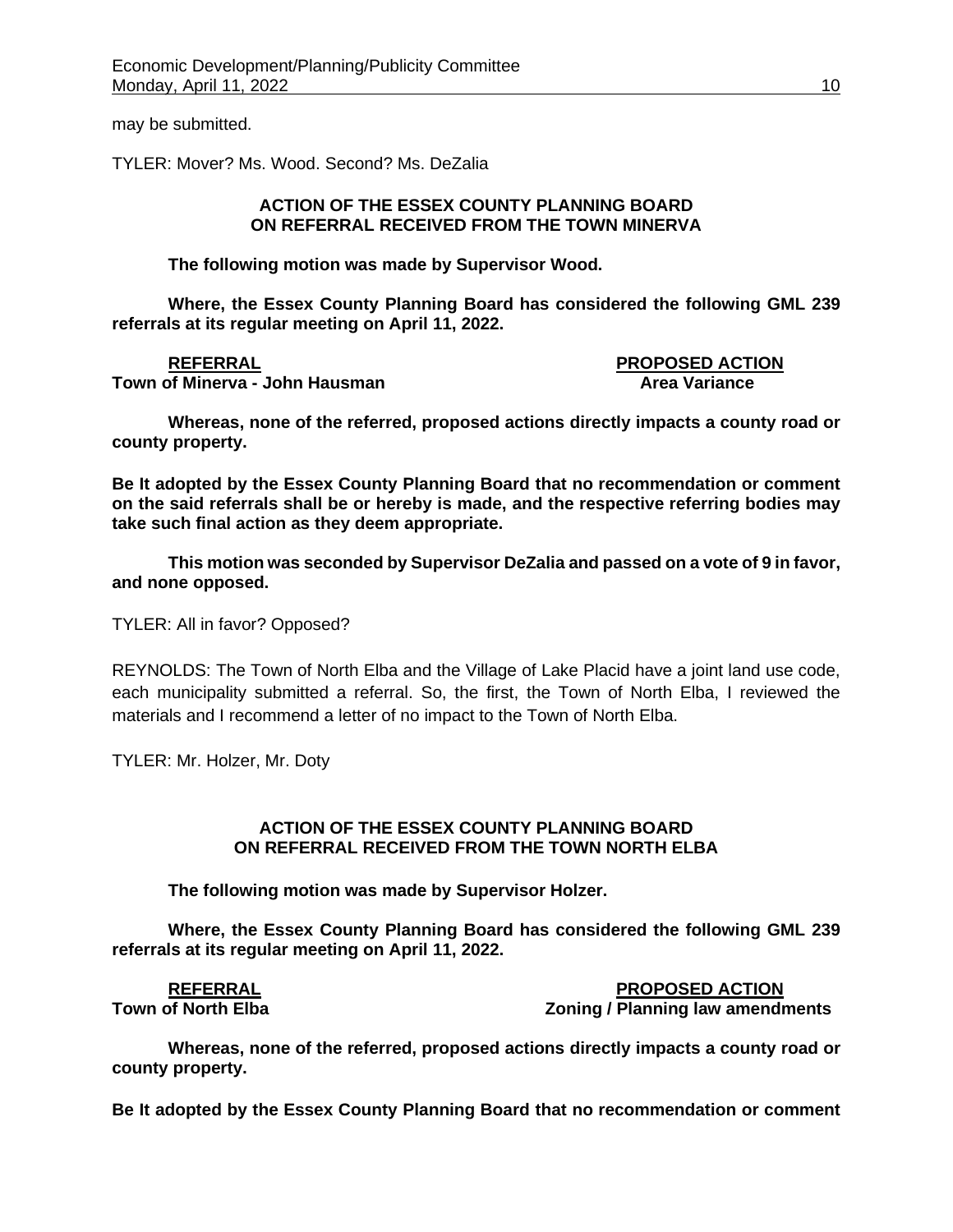may be submitted.

TYLER: Mover? Ms. Wood. Second? Ms. DeZalia

**ACTION OF THE ESSEX COUNTY PLANNING BOARD ON REFERRAL RECEIVED FROM THE TOWN MINERVA**

**The following motion was made by Supervisor Wood.**

**Where, the Essex County Planning Board has considered the following GML 239 referrals at its regular meeting on April 11, 2022.**

| **REFERRAL** | **PROPOSED ACTION** |
|---|---|
| **Town of Minerva - John Hausman** | **Area Variance** |

**Whereas, none of the referred, proposed actions directly impacts a county road or county property.**

**Be It adopted by the Essex County Planning Board that no recommendation or comment on the said referrals shall be or hereby is made, and the respective referring bodies may take such final action as they deem appropriate.**

**This motion was seconded by Supervisor DeZalia and passed on a vote of 9 in favor, and none opposed.**

TYLER: All in favor? Opposed?

REYNOLDS: The Town of North Elba and the Village of Lake Placid have a joint land use code, each municipality submitted a referral. So, the first, the Town of North Elba, I reviewed the materials and I recommend a letter of no impact to the Town of North Elba.

TYLER: Mr. Holzer, Mr. Doty

**ACTION OF THE ESSEX COUNTY PLANNING BOARD ON REFERRAL RECEIVED FROM THE TOWN NORTH ELBA**

**The following motion was made by Supervisor Holzer.**

**Where, the Essex County Planning Board has considered the following GML 239 referrals at its regular meeting on April 11, 2022.**

| **REFERRAL** | **PROPOSED ACTION** |
|---|---|
| **Town of North Elba** | **Zoning / Planning law amendments** |

**Whereas, none of the referred, proposed actions directly impacts a county road or county property.**

**Be It adopted by the Essex County Planning Board that no recommendation or comment**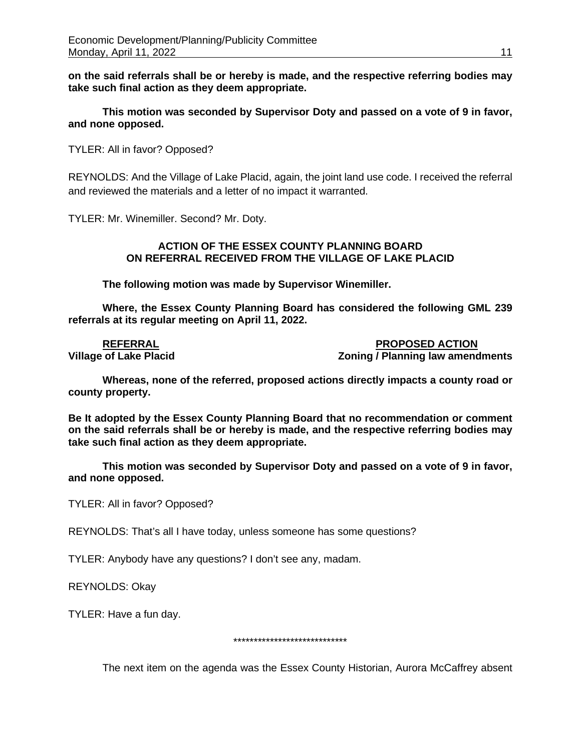**on the said referrals shall be or hereby is made, and the respective referring bodies may take such final action as they deem appropriate.**

**This motion was seconded by Supervisor Doty and passed on a vote of 9 in favor, and none opposed.**

TYLER: All in favor? Opposed?

REYNOLDS: And the Village of Lake Placid, again, the joint land use code. I received the referral and reviewed the materials and a letter of no impact it warranted.

TYLER: Mr. Winemiller. Second? Mr. Doty.

**ACTION OF THE ESSEX COUNTY PLANNING BOARD ON REFERRAL RECEIVED FROM THE VILLAGE OF LAKE PLACID**

**The following motion was made by Supervisor Winemiller.**

**Where, the Essex County Planning Board has considered the following GML 239 referrals at its regular meeting on April 11, 2022.**

| **REFERRAL** | **PROPOSED ACTION** |
|---|---|
| **Village of Lake Placid** | **Zoning / Planning law amendments** |

**Whereas, none of the referred, proposed actions directly impacts a county road or county property.**

**Be It adopted by the Essex County Planning Board that no recommendation or comment on the said referrals shall be or hereby is made, and the respective referring bodies may take such final action as they deem appropriate.**

**This motion was seconded by Supervisor Doty and passed on a vote of 9 in favor, and none opposed.**

TYLER: All in favor? Opposed?

REYNOLDS: That's all I have today, unless someone has some questions?

TYLER: Anybody have any questions? I don't see any, madam.

REYNOLDS: Okay

TYLER: Have a fun day.

****************************

The next item on the agenda was the Essex County Historian, Aurora McCaffrey absent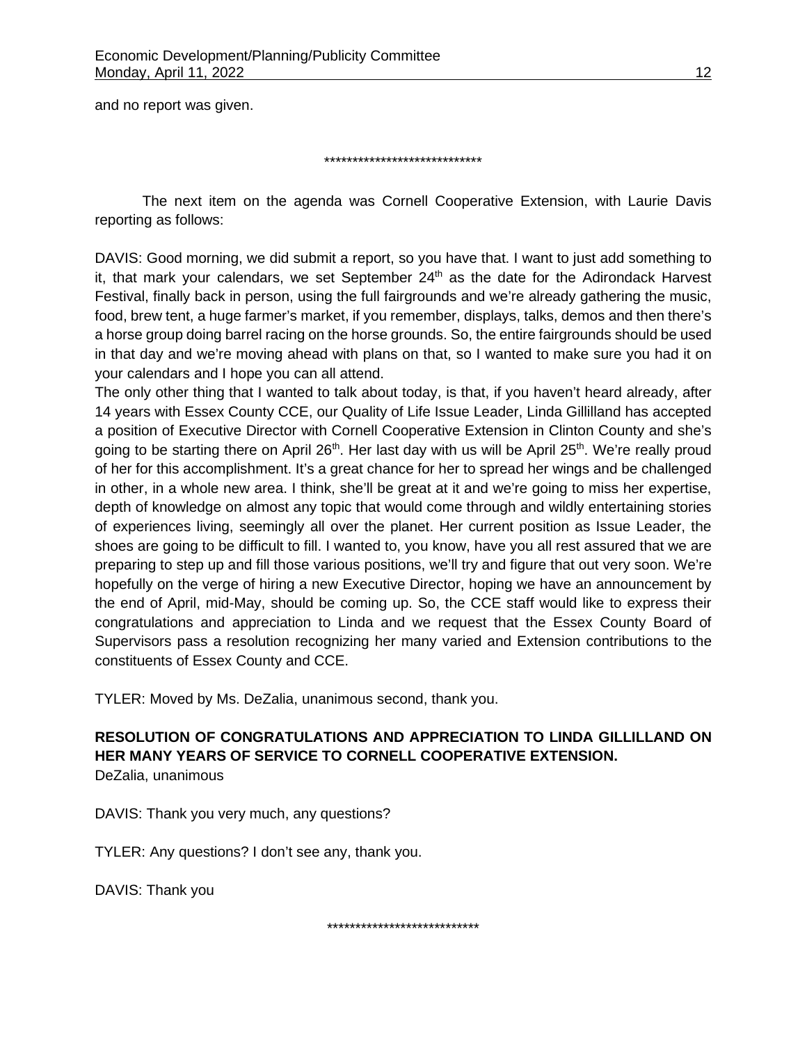and no report was given.

\*\*\*\*\*\*\*\*\*\*\*\*\*\*\*\*\*\*\*\*\*\*\*\*\*\*\*\*

The next item on the agenda was Cornell Cooperative Extension, with Laurie Davis reporting as follows:

DAVIS: Good morning, we did submit a report, so you have that. I want to just add something to it, that mark your calendars, we set September 24th as the date for the Adirondack Harvest Festival, finally back in person, using the full fairgrounds and we're already gathering the music, food, brew tent, a huge farmer's market, if you remember, displays, talks, demos and then there's a horse group doing barrel racing on the horse grounds. So, the entire fairgrounds should be used in that day and we're moving ahead with plans on that, so I wanted to make sure you had it on your calendars and I hope you can all attend.

The only other thing that I wanted to talk about today, is that, if you haven't heard already, after 14 years with Essex County CCE, our Quality of Life Issue Leader, Linda Gillilland has accepted a position of Executive Director with Cornell Cooperative Extension in Clinton County and she's going to be starting there on April 26th. Her last day with us will be April 25th. We're really proud of her for this accomplishment. It's a great chance for her to spread her wings and be challenged in other, in a whole new area. I think, she'll be great at it and we're going to miss her expertise, depth of knowledge on almost any topic that would come through and wildly entertaining stories of experiences living, seemingly all over the planet. Her current position as Issue Leader, the shoes are going to be difficult to fill. I wanted to, you know, have you all rest assured that we are preparing to step up and fill those various positions, we'll try and figure that out very soon. We're hopefully on the verge of hiring a new Executive Director, hoping we have an announcement by the end of April, mid-May, should be coming up. So, the CCE staff would like to express their congratulations and appreciation to Linda and we request that the Essex County Board of Supervisors pass a resolution recognizing her many varied and Extension contributions to the constituents of Essex County and CCE.

TYLER: Moved by Ms. DeZalia, unanimous second, thank you.

**RESOLUTION OF CONGRATULATIONS AND APPRECIATION TO LINDA GILLILLAND ON HER MANY YEARS OF SERVICE TO CORNELL COOPERATIVE EXTENSION.**
DeZalia, unanimous

DAVIS: Thank you very much, any questions?

TYLER: Any questions? I don't see any, thank you.

DAVIS: Thank you

\*\*\*\*\*\*\*\*\*\*\*\*\*\*\*\*\*\*\*\*\*\*\*\*\*\*\*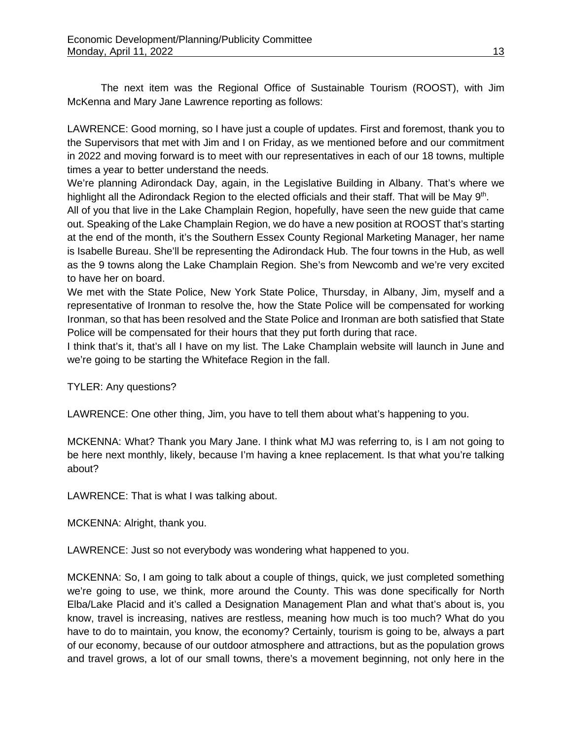The next item was the Regional Office of Sustainable Tourism (ROOST), with Jim McKenna and Mary Jane Lawrence reporting as follows:

LAWRENCE: Good morning, so I have just a couple of updates. First and foremost, thank you to the Supervisors that met with Jim and I on Friday, as we mentioned before and our commitment in 2022 and moving forward is to meet with our representatives in each of our 18 towns, multiple times a year to better understand the needs.

We're planning Adirondack Day, again, in the Legislative Building in Albany. That's where we highlight all the Adirondack Region to the elected officials and their staff. That will be May 9th.

All of you that live in the Lake Champlain Region, hopefully, have seen the new guide that came out. Speaking of the Lake Champlain Region, we do have a new position at ROOST that's starting at the end of the month, it's the Southern Essex County Regional Marketing Manager, her name is Isabelle Bureau. She'll be representing the Adirondack Hub. The four towns in the Hub, as well as the 9 towns along the Lake Champlain Region. She's from Newcomb and we're very excited to have her on board.

We met with the State Police, New York State Police, Thursday, in Albany, Jim, myself and a representative of Ironman to resolve the, how the State Police will be compensated for working Ironman, so that has been resolved and the State Police and Ironman are both satisfied that State Police will be compensated for their hours that they put forth during that race.

I think that's it, that's all I have on my list. The Lake Champlain website will launch in June and we're going to be starting the Whiteface Region in the fall.

TYLER: Any questions?

LAWRENCE: One other thing, Jim, you have to tell them about what's happening to you.

MCKENNA: What? Thank you Mary Jane. I think what MJ was referring to, is I am not going to be here next monthly, likely, because I'm having a knee replacement. Is that what you're talking about?

LAWRENCE: That is what I was talking about.

MCKENNA: Alright, thank you.

LAWRENCE: Just so not everybody was wondering what happened to you.

MCKENNA: So, I am going to talk about a couple of things, quick, we just completed something we're going to use, we think, more around the County. This was done specifically for North Elba/Lake Placid and it's called a Designation Management Plan and what that's about is, you know, travel is increasing, natives are restless, meaning how much is too much? What do you have to do to maintain, you know, the economy? Certainly, tourism is going to be, always a part of our economy, because of our outdoor atmosphere and attractions, but as the population grows and travel grows, a lot of our small towns, there's a movement beginning, not only here in the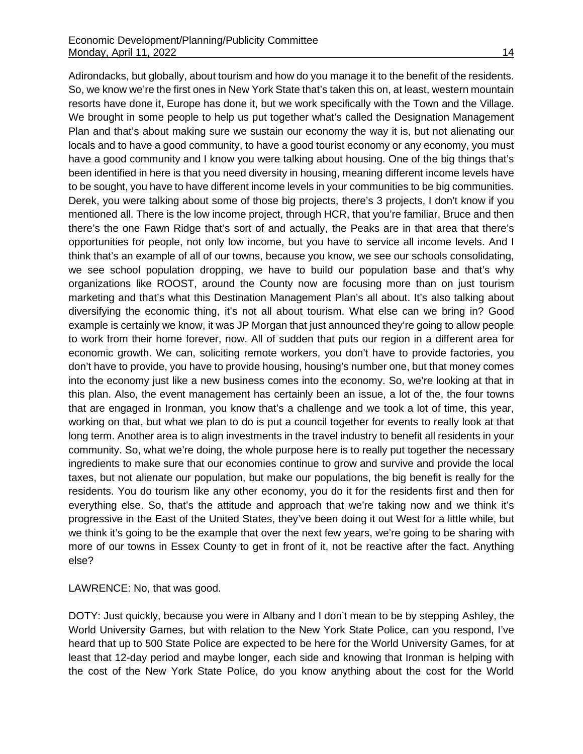Adirondacks, but globally, about tourism and how do you manage it to the benefit of the residents. So, we know we're the first ones in New York State that's taken this on, at least, western mountain resorts have done it, Europe has done it, but we work specifically with the Town and the Village. We brought in some people to help us put together what's called the Designation Management Plan and that's about making sure we sustain our economy the way it is, but not alienating our locals and to have a good community, to have a good tourist economy or any economy, you must have a good community and I know you were talking about housing. One of the big things that's been identified in here is that you need diversity in housing, meaning different income levels have to be sought, you have to have different income levels in your communities to be big communities. Derek, you were talking about some of those big projects, there's 3 projects, I don't know if you mentioned all. There is the low income project, through HCR, that you're familiar, Bruce and then there's the one Fawn Ridge that's sort of and actually, the Peaks are in that area that there's opportunities for people, not only low income, but you have to service all income levels. And I think that's an example of all of our towns, because you know, we see our schools consolidating, we see school population dropping, we have to build our population base and that's why organizations like ROOST, around the County now are focusing more than on just tourism marketing and that's what this Destination Management Plan's all about. It's also talking about diversifying the economic thing, it's not all about tourism. What else can we bring in? Good example is certainly we know, it was JP Morgan that just announced they're going to allow people to work from their home forever, now. All of sudden that puts our region in a different area for economic growth. We can, soliciting remote workers, you don't have to provide factories, you don't have to provide, you have to provide housing, housing's number one, but that money comes into the economy just like a new business comes into the economy. So, we're looking at that in this plan. Also, the event management has certainly been an issue, a lot of the, the four towns that are engaged in Ironman, you know that's a challenge and we took a lot of time, this year, working on that, but what we plan to do is put a council together for events to really look at that long term. Another area is to align investments in the travel industry to benefit all residents in your community. So, what we're doing, the whole purpose here is to really put together the necessary ingredients to make sure that our economies continue to grow and survive and provide the local taxes, but not alienate our population, but make our populations, the big benefit is really for the residents. You do tourism like any other economy, you do it for the residents first and then for everything else. So, that's the attitude and approach that we're taking now and we think it's progressive in the East of the United States, they've been doing it out West for a little while, but we think it's going to be the example that over the next few years, we're going to be sharing with more of our towns in Essex County to get in front of it, not be reactive after the fact. Anything else?

LAWRENCE: No, that was good.

DOTY: Just quickly, because you were in Albany and I don't mean to be by stepping Ashley, the World University Games, but with relation to the New York State Police, can you respond, I've heard that up to 500 State Police are expected to be here for the World University Games, for at least that 12-day period and maybe longer, each side and knowing that Ironman is helping with the cost of the New York State Police, do you know anything about the cost for the World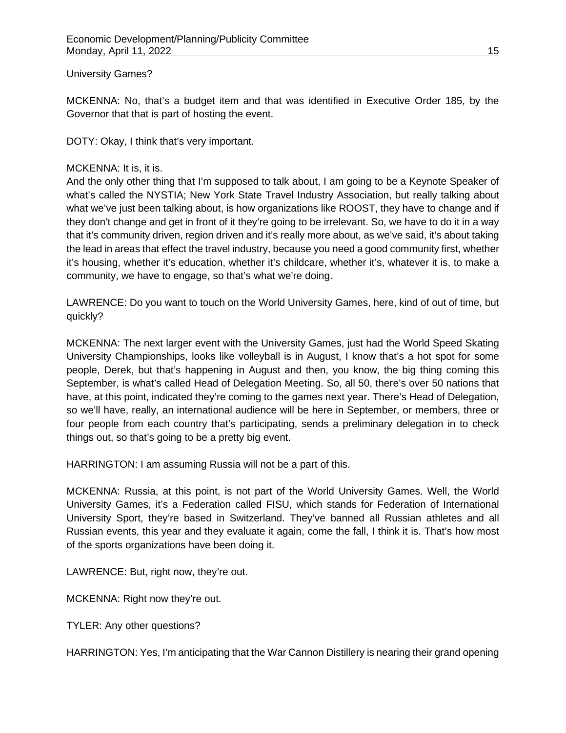University Games?

MCKENNA: No, that's a budget item and that was identified in Executive Order 185, by the Governor that that is part of hosting the event.

DOTY: Okay, I think that's very important.

MCKENNA: It is, it is.
And the only other thing that I'm supposed to talk about, I am going to be a Keynote Speaker of what's called the NYSTIA; New York State Travel Industry Association, but really talking about what we've just been talking about, is how organizations like ROOST, they have to change and if they don't change and get in front of it they're going to be irrelevant. So, we have to do it in a way that it's community driven, region driven and it's really more about, as we've said, it's about taking the lead in areas that effect the travel industry, because you need a good community first, whether it's housing, whether it's education, whether it's childcare, whether it's, whatever it is, to make a community, we have to engage, so that's what we're doing.

LAWRENCE: Do you want to touch on the World University Games, here, kind of out of time, but quickly?

MCKENNA: The next larger event with the University Games, just had the World Speed Skating University Championships, looks like volleyball is in August, I know that's a hot spot for some people, Derek, but that's happening in August and then, you know, the big thing coming this September, is what's called Head of Delegation Meeting. So, all 50, there's over 50 nations that have, at this point, indicated they're coming to the games next year. There's Head of Delegation, so we'll have, really, an international audience will be here in September, or members, three or four people from each country that's participating, sends a preliminary delegation in to check things out, so that's going to be a pretty big event.

HARRINGTON: I am assuming Russia will not be a part of this.

MCKENNA: Russia, at this point, is not part of the World University Games. Well, the World University Games, it's a Federation called FISU, which stands for Federation of International University Sport, they're based in Switzerland. They've banned all Russian athletes and all Russian events, this year and they evaluate it again, come the fall, I think it is. That's how most of the sports organizations have been doing it.

LAWRENCE: But, right now, they're out.

MCKENNA: Right now they're out.

TYLER: Any other questions?

HARRINGTON: Yes, I'm anticipating that the War Cannon Distillery is nearing their grand opening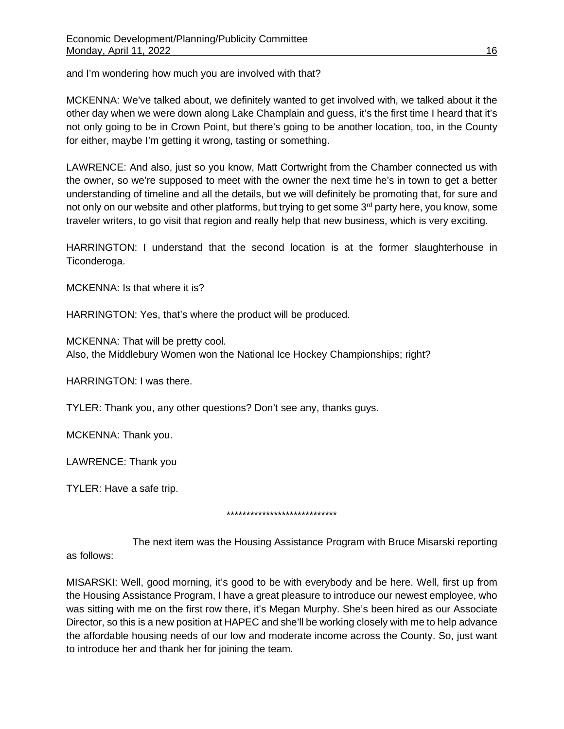and I'm wondering how much you are involved with that?

MCKENNA: We've talked about, we definitely wanted to get involved with, we talked about it the other day when we were down along Lake Champlain and guess, it's the first time I heard that it's not only going to be in Crown Point, but there's going to be another location, too, in the County for either, maybe I'm getting it wrong, tasting or something.

LAWRENCE: And also, just so you know, Matt Cortwright from the Chamber connected us with the owner, so we're supposed to meet with the owner the next time he's in town to get a better understanding of timeline and all the details, but we will definitely be promoting that, for sure and not only on our website and other platforms, but trying to get some 3rd party here, you know, some traveler writers, to go visit that region and really help that new business, which is very exciting.

HARRINGTON: I understand that the second location is at the former slaughterhouse in Ticonderoga.

MCKENNA: Is that where it is?

HARRINGTON: Yes, that's where the product will be produced.

MCKENNA: That will be pretty cool.
Also, the Middlebury Women won the National Ice Hockey Championships; right?

HARRINGTON: I was there.

TYLER: Thank you, any other questions? Don't see any, thanks guys.

MCKENNA: Thank you.

LAWRENCE: Thank you

TYLER: Have a safe trip.

****************************

The next item was the Housing Assistance Program with Bruce Misarski reporting as follows:

MISARSKI: Well, good morning, it's good to be with everybody and be here. Well, first up from the Housing Assistance Program, I have a great pleasure to introduce our newest employee, who was sitting with me on the first row there, it's Megan Murphy. She's been hired as our Associate Director, so this is a new position at HAPEC and she'll be working closely with me to help advance the affordable housing needs of our low and moderate income across the County. So, just want to introduce her and thank her for joining the team.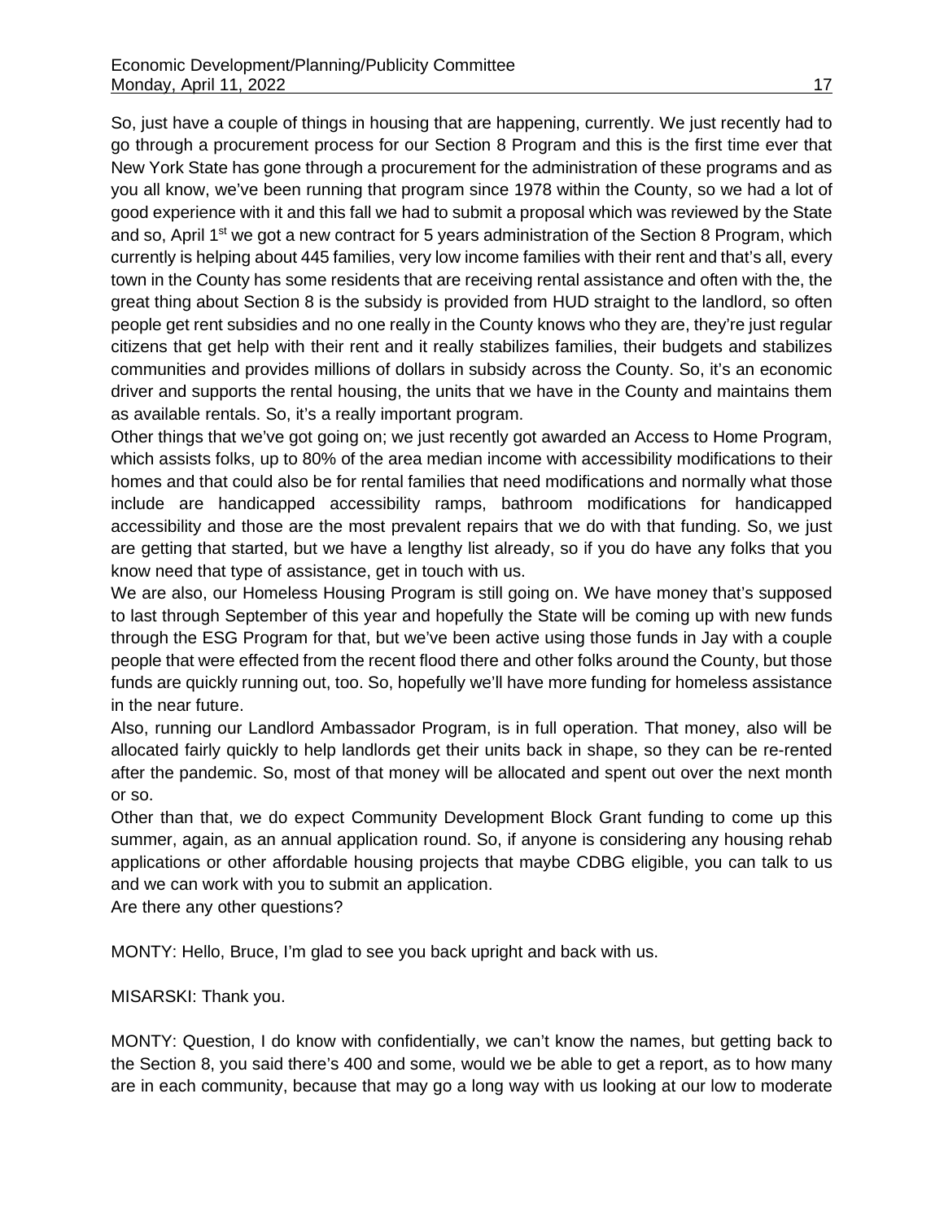So, just have a couple of things in housing that are happening, currently. We just recently had to go through a procurement process for our Section 8 Program and this is the first time ever that New York State has gone through a procurement for the administration of these programs and as you all know, we've been running that program since 1978 within the County, so we had a lot of good experience with it and this fall we had to submit a proposal which was reviewed by the State and so, April 1st we got a new contract for 5 years administration of the Section 8 Program, which currently is helping about 445 families, very low income families with their rent and that's all, every town in the County has some residents that are receiving rental assistance and often with the, the great thing about Section 8 is the subsidy is provided from HUD straight to the landlord, so often people get rent subsidies and no one really in the County knows who they are, they're just regular citizens that get help with their rent and it really stabilizes families, their budgets and stabilizes communities and provides millions of dollars in subsidy across the County. So, it's an economic driver and supports the rental housing, the units that we have in the County and maintains them as available rentals. So, it's a really important program.

Other things that we've got going on; we just recently got awarded an Access to Home Program, which assists folks, up to 80% of the area median income with accessibility modifications to their homes and that could also be for rental families that need modifications and normally what those include are handicapped accessibility ramps, bathroom modifications for handicapped accessibility and those are the most prevalent repairs that we do with that funding. So, we just are getting that started, but we have a lengthy list already, so if you do have any folks that you know need that type of assistance, get in touch with us.

We are also, our Homeless Housing Program is still going on. We have money that's supposed to last through September of this year and hopefully the State will be coming up with new funds through the ESG Program for that, but we've been active using those funds in Jay with a couple people that were effected from the recent flood there and other folks around the County, but those funds are quickly running out, too. So, hopefully we'll have more funding for homeless assistance in the near future.

Also, running our Landlord Ambassador Program, is in full operation. That money, also will be allocated fairly quickly to help landlords get their units back in shape, so they can be re-rented after the pandemic. So, most of that money will be allocated and spent out over the next month or so.

Other than that, we do expect Community Development Block Grant funding to come up this summer, again, as an annual application round. So, if anyone is considering any housing rehab applications or other affordable housing projects that maybe CDBG eligible, you can talk to us and we can work with you to submit an application.

Are there any other questions?

MONTY: Hello, Bruce, I'm glad to see you back upright and back with us.

MISARSKI: Thank you.

MONTY: Question, I do know with confidentially, we can't know the names, but getting back to the Section 8, you said there's 400 and some, would we be able to get a report, as to how many are in each community, because that may go a long way with us looking at our low to moderate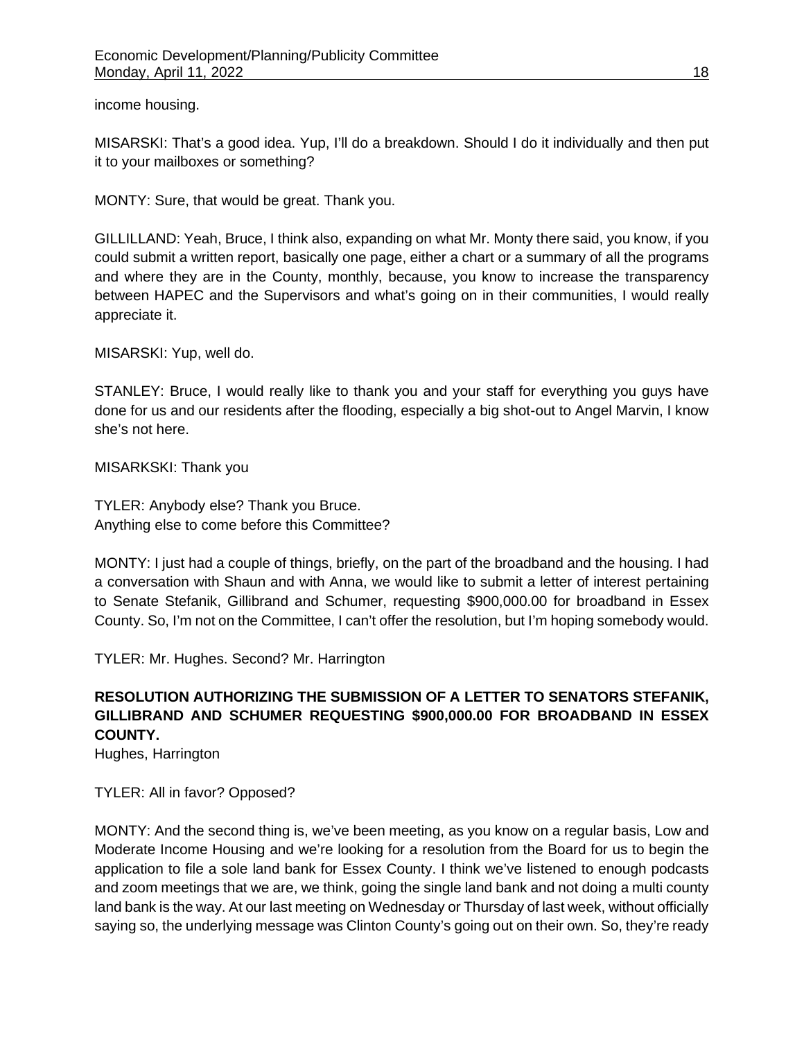income housing.

MISARSKI: That's a good idea. Yup, I'll do a breakdown. Should I do it individually and then put it to your mailboxes or something?

MONTY: Sure, that would be great. Thank you.

GILLILLAND: Yeah, Bruce, I think also, expanding on what Mr. Monty there said, you know, if you could submit a written report, basically one page, either a chart or a summary of all the programs and where they are in the County, monthly, because, you know to increase the transparency between HAPEC and the Supervisors and what's going on in their communities, I would really appreciate it.

MISARSKI: Yup, well do.

STANLEY: Bruce, I would really like to thank you and your staff for everything you guys have done for us and our residents after the flooding, especially a big shot-out to Angel Marvin, I know she's not here.

MISARKSKI: Thank you

TYLER: Anybody else? Thank you Bruce.
Anything else to come before this Committee?

MONTY: I just had a couple of things, briefly, on the part of the broadband and the housing. I had a conversation with Shaun and with Anna, we would like to submit a letter of interest pertaining to Senate Stefanik, Gillibrand and Schumer, requesting $900,000.00 for broadband in Essex County. So, I'm not on the Committee, I can't offer the resolution, but I'm hoping somebody would.

TYLER: Mr. Hughes. Second? Mr. Harrington

**RESOLUTION AUTHORIZING THE SUBMISSION OF A LETTER TO SENATORS STEFANIK, GILLIBRAND AND SCHUMER REQUESTING $900,000.00 FOR BROADBAND IN ESSEX COUNTY.**
Hughes, Harrington

TYLER: All in favor? Opposed?

MONTY: And the second thing is, we've been meeting, as you know on a regular basis, Low and Moderate Income Housing and we're looking for a resolution from the Board for us to begin the application to file a sole land bank for Essex County. I think we've listened to enough podcasts and zoom meetings that we are, we think, going the single land bank and not doing a multi county land bank is the way. At our last meeting on Wednesday or Thursday of last week, without officially saying so, the underlying message was Clinton County's going out on their own. So, they're ready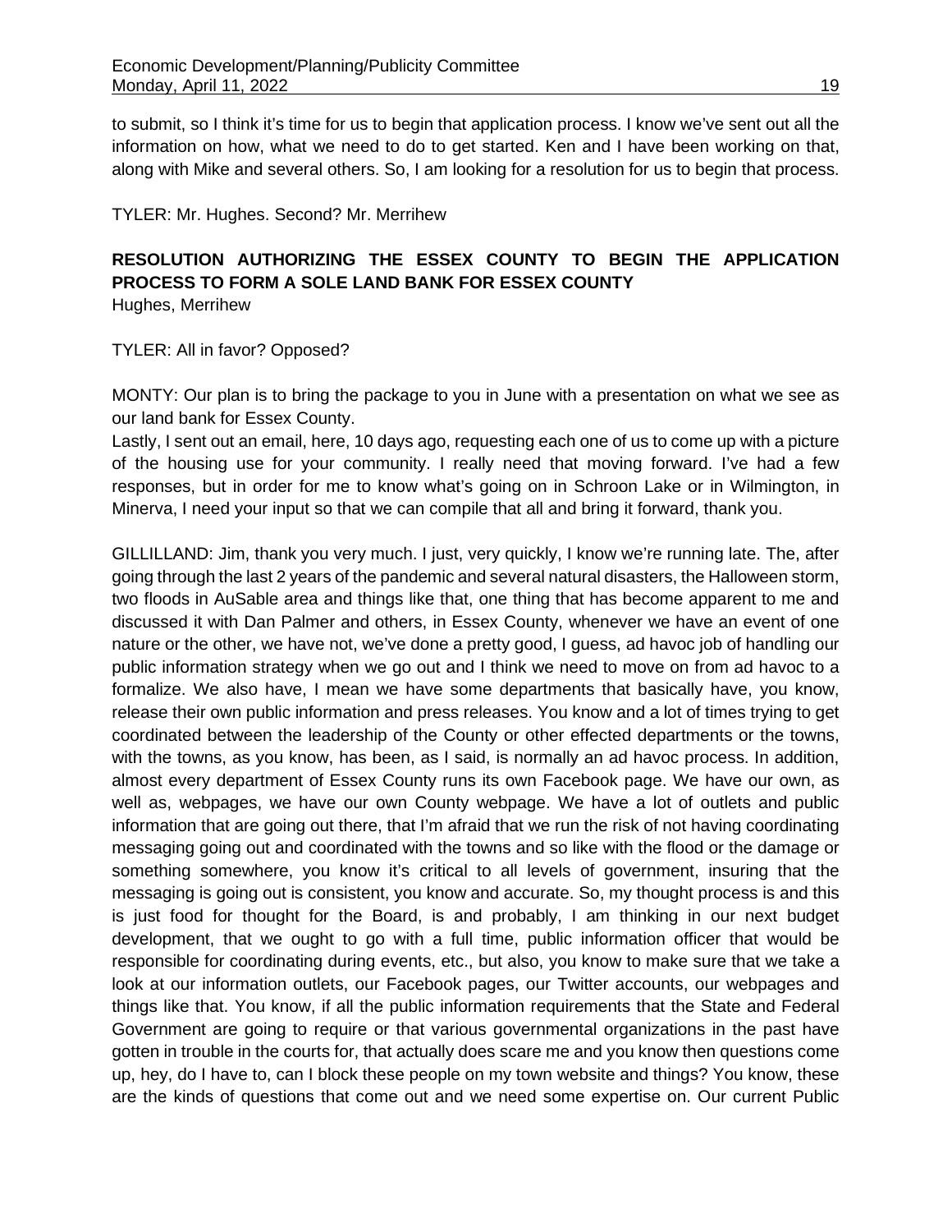to submit, so I think it's time for us to begin that application process. I know we've sent out all the information on how, what we need to do to get started. Ken and I have been working on that, along with Mike and several others. So, I am looking for a resolution for us to begin that process.

TYLER: Mr. Hughes. Second? Mr. Merrihew

**RESOLUTION AUTHORIZING THE ESSEX COUNTY TO BEGIN THE APPLICATION PROCESS TO FORM A SOLE LAND BANK FOR ESSEX COUNTY**
Hughes, Merrihew

TYLER: All in favor? Opposed?

MONTY: Our plan is to bring the package to you in June with a presentation on what we see as our land bank for Essex County.
Lastly, I sent out an email, here, 10 days ago, requesting each one of us to come up with a picture of the housing use for your community. I really need that moving forward. I've had a few responses, but in order for me to know what's going on in Schroon Lake or in Wilmington, in Minerva, I need your input so that we can compile that all and bring it forward, thank you.

GILLILLAND: Jim, thank you very much. I just, very quickly, I know we're running late. The, after going through the last 2 years of the pandemic and several natural disasters, the Halloween storm, two floods in AuSable area and things like that, one thing that has become apparent to me and discussed it with Dan Palmer and others, in Essex County, whenever we have an event of one nature or the other, we have not, we've done a pretty good, I guess, ad havoc job of handling our public information strategy when we go out and I think we need to move on from ad havoc to a formalize. We also have, I mean we have some departments that basically have, you know, release their own public information and press releases. You know and a lot of times trying to get coordinated between the leadership of the County or other effected departments or the towns, with the towns, as you know, has been, as I said, is normally an ad havoc process. In addition, almost every department of Essex County runs its own Facebook page. We have our own, as well as, webpages, we have our own County webpage. We have a lot of outlets and public information that are going out there, that I'm afraid that we run the risk of not having coordinating messaging going out and coordinated with the towns and so like with the flood or the damage or something somewhere, you know it's critical to all levels of government, insuring that the messaging is going out is consistent, you know and accurate. So, my thought process is and this is just food for thought for the Board, is and probably, I am thinking in our next budget development, that we ought to go with a full time, public information officer that would be responsible for coordinating during events, etc., but also, you know to make sure that we take a look at our information outlets, our Facebook pages, our Twitter accounts, our webpages and things like that. You know, if all the public information requirements that the State and Federal Government are going to require or that various governmental organizations in the past have gotten in trouble in the courts for, that actually does scare me and you know then questions come up, hey, do I have to, can I block these people on my town website and things? You know, these are the kinds of questions that come out and we need some expertise on. Our current Public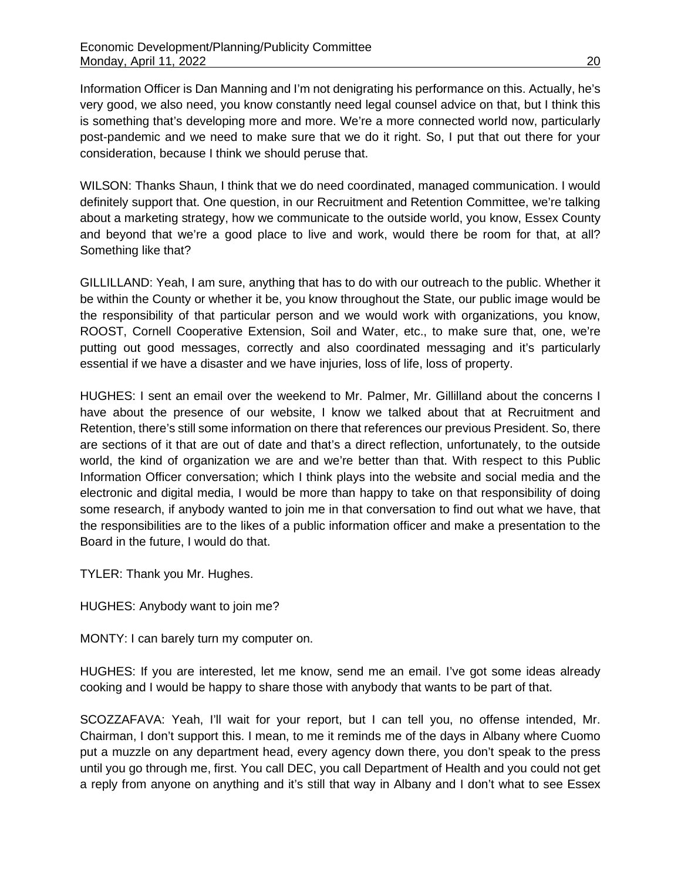Information Officer is Dan Manning and I'm not denigrating his performance on this. Actually, he's very good, we also need, you know constantly need legal counsel advice on that, but I think this is something that's developing more and more. We're a more connected world now, particularly post-pandemic and we need to make sure that we do it right. So, I put that out there for your consideration, because I think we should peruse that.

WILSON: Thanks Shaun, I think that we do need coordinated, managed communication. I would definitely support that. One question, in our Recruitment and Retention Committee, we're talking about a marketing strategy, how we communicate to the outside world, you know, Essex County and beyond that we're a good place to live and work, would there be room for that, at all? Something like that?

GILLILLAND: Yeah, I am sure, anything that has to do with our outreach to the public. Whether it be within the County or whether it be, you know throughout the State, our public image would be the responsibility of that particular person and we would work with organizations, you know, ROOST, Cornell Cooperative Extension, Soil and Water, etc., to make sure that, one, we're putting out good messages, correctly and also coordinated messaging and it's particularly essential if we have a disaster and we have injuries, loss of life, loss of property.

HUGHES: I sent an email over the weekend to Mr. Palmer, Mr. Gillilland about the concerns I have about the presence of our website, I know we talked about that at Recruitment and Retention, there's still some information on there that references our previous President. So, there are sections of it that are out of date and that's a direct reflection, unfortunately, to the outside world, the kind of organization we are and we're better than that. With respect to this Public Information Officer conversation; which I think plays into the website and social media and the electronic and digital media, I would be more than happy to take on that responsibility of doing some research, if anybody wanted to join me in that conversation to find out what we have, that the responsibilities are to the likes of a public information officer and make a presentation to the Board in the future, I would do that.

TYLER: Thank you Mr. Hughes.

HUGHES: Anybody want to join me?

MONTY: I can barely turn my computer on.

HUGHES: If you are interested, let me know, send me an email. I've got some ideas already cooking and I would be happy to share those with anybody that wants to be part of that.

SCOZZAFAVA: Yeah, I'll wait for your report, but I can tell you, no offense intended, Mr. Chairman, I don't support this. I mean, to me it reminds me of the days in Albany where Cuomo put a muzzle on any department head, every agency down there, you don't speak to the press until you go through me, first. You call DEC, you call Department of Health and you could not get a reply from anyone on anything and it's still that way in Albany and I don't what to see Essex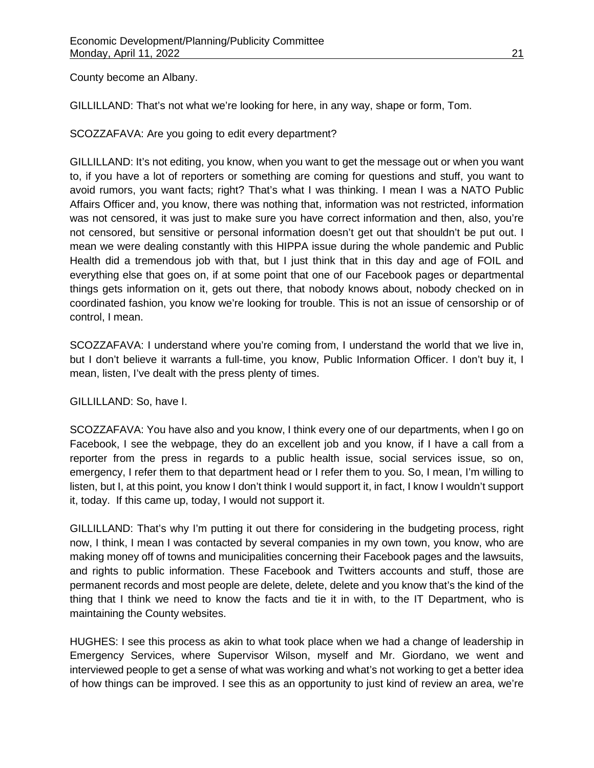County become an Albany.

GILLILLAND: That's not what we're looking for here, in any way, shape or form, Tom.

SCOZZAFAVA: Are you going to edit every department?

GILLILLAND: It's not editing, you know, when you want to get the message out or when you want to, if you have a lot of reporters or something are coming for questions and stuff, you want to avoid rumors, you want facts; right? That's what I was thinking. I mean I was a NATO Public Affairs Officer and, you know, there was nothing that, information was not restricted, information was not censored, it was just to make sure you have correct information and then, also, you're not censored, but sensitive or personal information doesn't get out that shouldn't be put out. I mean we were dealing constantly with this HIPPA issue during the whole pandemic and Public Health did a tremendous job with that, but I just think that in this day and age of FOIL and everything else that goes on, if at some point that one of our Facebook pages or departmental things gets information on it, gets out there, that nobody knows about, nobody checked on in coordinated fashion, you know we're looking for trouble. This is not an issue of censorship or of control, I mean.

SCOZZAFAVA: I understand where you're coming from, I understand the world that we live in, but I don't believe it warrants a full-time, you know, Public Information Officer. I don't buy it, I mean, listen, I've dealt with the press plenty of times.

GILLILLAND: So, have I.

SCOZZAFAVA: You have also and you know, I think every one of our departments, when I go on Facebook, I see the webpage, they do an excellent job and you know, if I have a call from a reporter from the press in regards to a public health issue, social services issue, so on, emergency, I refer them to that department head or I refer them to you. So, I mean, I'm willing to listen, but I, at this point, you know I don't think I would support it, in fact, I know I wouldn't support it, today. If this came up, today, I would not support it.

GILLILLAND: That's why I'm putting it out there for considering in the budgeting process, right now, I think, I mean I was contacted by several companies in my own town, you know, who are making money off of towns and municipalities concerning their Facebook pages and the lawsuits, and rights to public information. These Facebook and Twitters accounts and stuff, those are permanent records and most people are delete, delete, delete and you know that's the kind of the thing that I think we need to know the facts and tie it in with, to the IT Department, who is maintaining the County websites.

HUGHES: I see this process as akin to what took place when we had a change of leadership in Emergency Services, where Supervisor Wilson, myself and Mr. Giordano, we went and interviewed people to get a sense of what was working and what's not working to get a better idea of how things can be improved. I see this as an opportunity to just kind of review an area, we're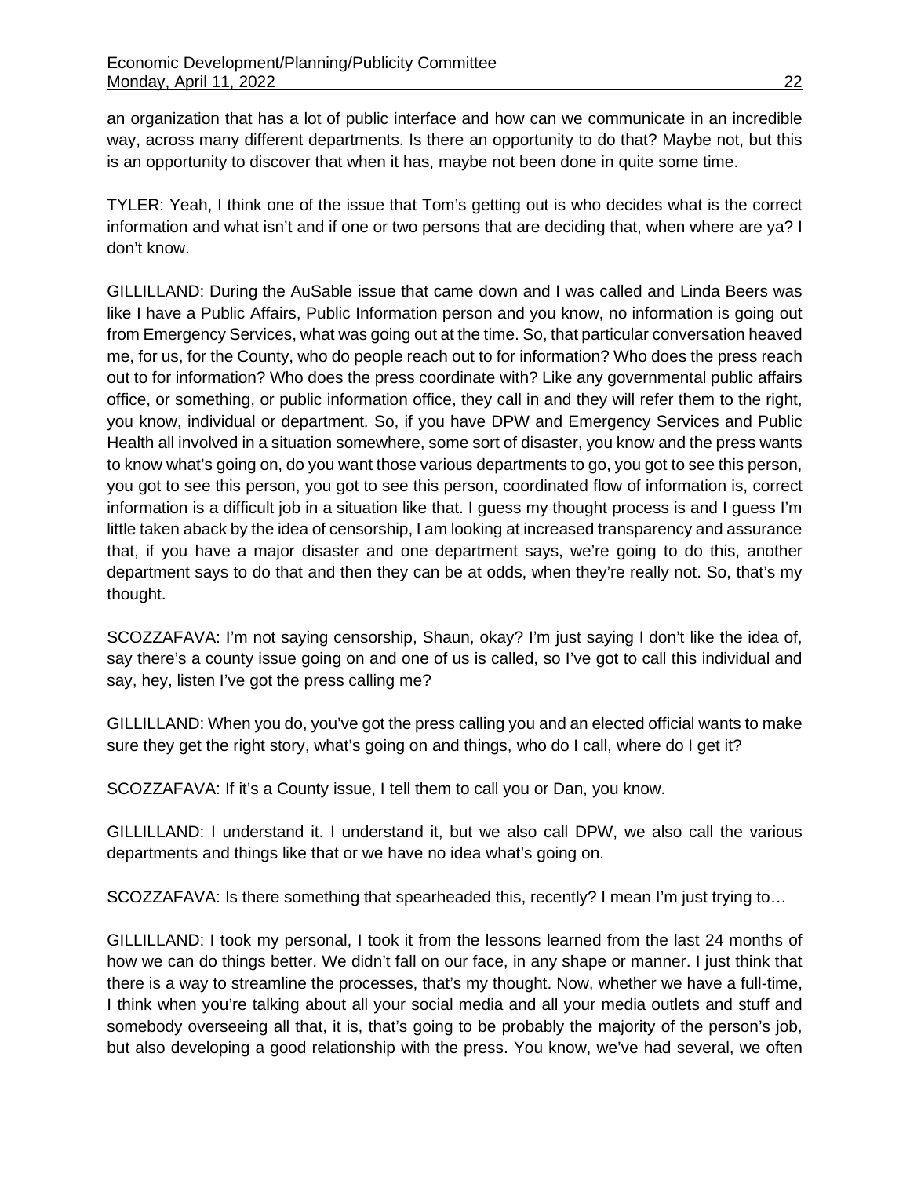an organization that has a lot of public interface and how can we communicate in an incredible way, across many different departments. Is there an opportunity to do that? Maybe not, but this is an opportunity to discover that when it has, maybe not been done in quite some time.

TYLER: Yeah, I think one of the issue that Tom's getting out is who decides what is the correct information and what isn't and if one or two persons that are deciding that, when where are ya? I don't know.

GILLILLAND: During the AuSable issue that came down and I was called and Linda Beers was like I have a Public Affairs, Public Information person and you know, no information is going out from Emergency Services, what was going out at the time. So, that particular conversation heaved me, for us, for the County, who do people reach out to for information? Who does the press reach out to for information? Who does the press coordinate with? Like any governmental public affairs office, or something, or public information office, they call in and they will refer them to the right, you know, individual or department. So, if you have DPW and Emergency Services and Public Health all involved in a situation somewhere, some sort of disaster, you know and the press wants to know what's going on, do you want those various departments to go, you got to see this person, you got to see this person, you got to see this person, coordinated flow of information is, correct information is a difficult job in a situation like that. I guess my thought process is and I guess I'm little taken aback by the idea of censorship, I am looking at increased transparency and assurance that, if you have a major disaster and one department says, we're going to do this, another department says to do that and then they can be at odds, when they're really not. So, that's my thought.

SCOZZAFAVA: I'm not saying censorship, Shaun, okay? I'm just saying I don't like the idea of, say there's a county issue going on and one of us is called, so I've got to call this individual and say, hey, listen I've got the press calling me?

GILLILLAND: When you do, you've got the press calling you and an elected official wants to make sure they get the right story, what's going on and things, who do I call, where do I get it?

SCOZZAFAVA: If it's a County issue, I tell them to call you or Dan, you know.

GILLILLAND: I understand it. I understand it, but we also call DPW, we also call the various departments and things like that or we have no idea what's going on.

SCOZZAFAVA: Is there something that spearheaded this, recently? I mean I'm just trying to…

GILLILLAND: I took my personal, I took it from the lessons learned from the last 24 months of how we can do things better. We didn't fall on our face, in any shape or manner. I just think that there is a way to streamline the processes, that's my thought. Now, whether we have a full-time, I think when you're talking about all your social media and all your media outlets and stuff and somebody overseeing all that, it is, that's going to be probably the majority of the person's job, but also developing a good relationship with the press. You know, we've had several, we often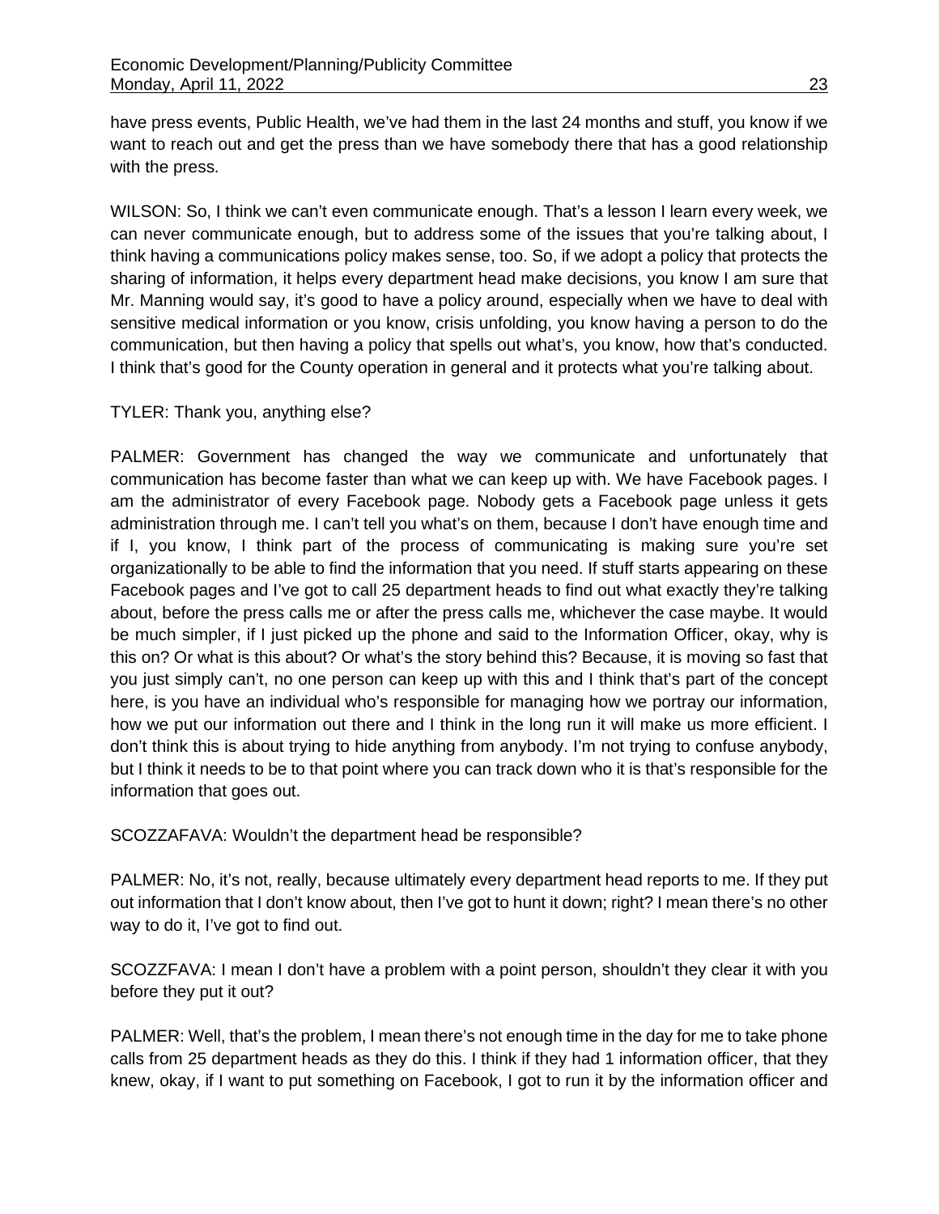have press events, Public Health, we've had them in the last 24 months and stuff, you know if we want to reach out and get the press than we have somebody there that has a good relationship with the press.

WILSON: So, I think we can't even communicate enough. That's a lesson I learn every week, we can never communicate enough, but to address some of the issues that you're talking about, I think having a communications policy makes sense, too. So, if we adopt a policy that protects the sharing of information, it helps every department head make decisions, you know I am sure that Mr. Manning would say, it's good to have a policy around, especially when we have to deal with sensitive medical information or you know, crisis unfolding, you know having a person to do the communication, but then having a policy that spells out what's, you know, how that's conducted. I think that's good for the County operation in general and it protects what you're talking about.

TYLER: Thank you, anything else?

PALMER: Government has changed the way we communicate and unfortunately that communication has become faster than what we can keep up with. We have Facebook pages. I am the administrator of every Facebook page. Nobody gets a Facebook page unless it gets administration through me. I can't tell you what's on them, because I don't have enough time and if I, you know, I think part of the process of communicating is making sure you're set organizationally to be able to find the information that you need. If stuff starts appearing on these Facebook pages and I've got to call 25 department heads to find out what exactly they're talking about, before the press calls me or after the press calls me, whichever the case maybe. It would be much simpler, if I just picked up the phone and said to the Information Officer, okay, why is this on? Or what is this about? Or what's the story behind this? Because, it is moving so fast that you just simply can't, no one person can keep up with this and I think that's part of the concept here, is you have an individual who's responsible for managing how we portray our information, how we put our information out there and I think in the long run it will make us more efficient. I don't think this is about trying to hide anything from anybody. I'm not trying to confuse anybody, but I think it needs to be to that point where you can track down who it is that's responsible for the information that goes out.

SCOZZAFAVA: Wouldn't the department head be responsible?

PALMER: No, it's not, really, because ultimately every department head reports to me. If they put out information that I don't know about, then I've got to hunt it down; right? I mean there's no other way to do it, I've got to find out.

SCOZZFAVA: I mean I don't have a problem with a point person, shouldn't they clear it with you before they put it out?

PALMER: Well, that's the problem, I mean there's not enough time in the day for me to take phone calls from 25 department heads as they do this. I think if they had 1 information officer, that they knew, okay, if I want to put something on Facebook, I got to run it by the information officer and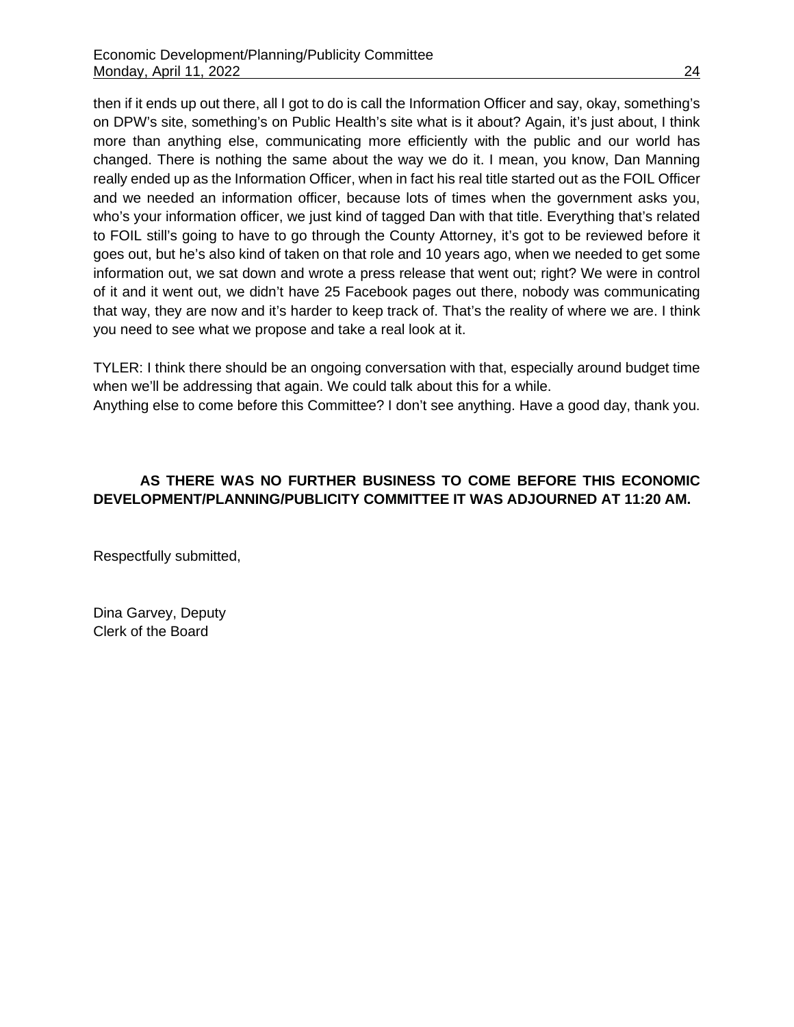then if it ends up out there, all I got to do is call the Information Officer and say, okay, something's on DPW's site, something's on Public Health's site what is it about? Again, it's just about, I think more than anything else, communicating more efficiently with the public and our world has changed. There is nothing the same about the way we do it. I mean, you know, Dan Manning really ended up as the Information Officer, when in fact his real title started out as the FOIL Officer and we needed an information officer, because lots of times when the government asks you, who's your information officer, we just kind of tagged Dan with that title. Everything that's related to FOIL still's going to have to go through the County Attorney, it's got to be reviewed before it goes out, but he's also kind of taken on that role and 10 years ago, when we needed to get some information out, we sat down and wrote a press release that went out; right? We were in control of it and it went out, we didn't have 25 Facebook pages out there, nobody was communicating that way, they are now and it's harder to keep track of. That's the reality of where we are. I think you need to see what we propose and take a real look at it.

TYLER: I think there should be an ongoing conversation with that, especially around budget time when we'll be addressing that again. We could talk about this for a while.
Anything else to come before this Committee? I don't see anything. Have a good day, thank you.

**AS THERE WAS NO FURTHER BUSINESS TO COME BEFORE THIS ECONOMIC DEVELOPMENT/PLANNING/PUBLICITY COMMITTEE IT WAS ADJOURNED AT 11:20 AM.**

Respectfully submitted,

Dina Garvey, Deputy
Clerk of the Board